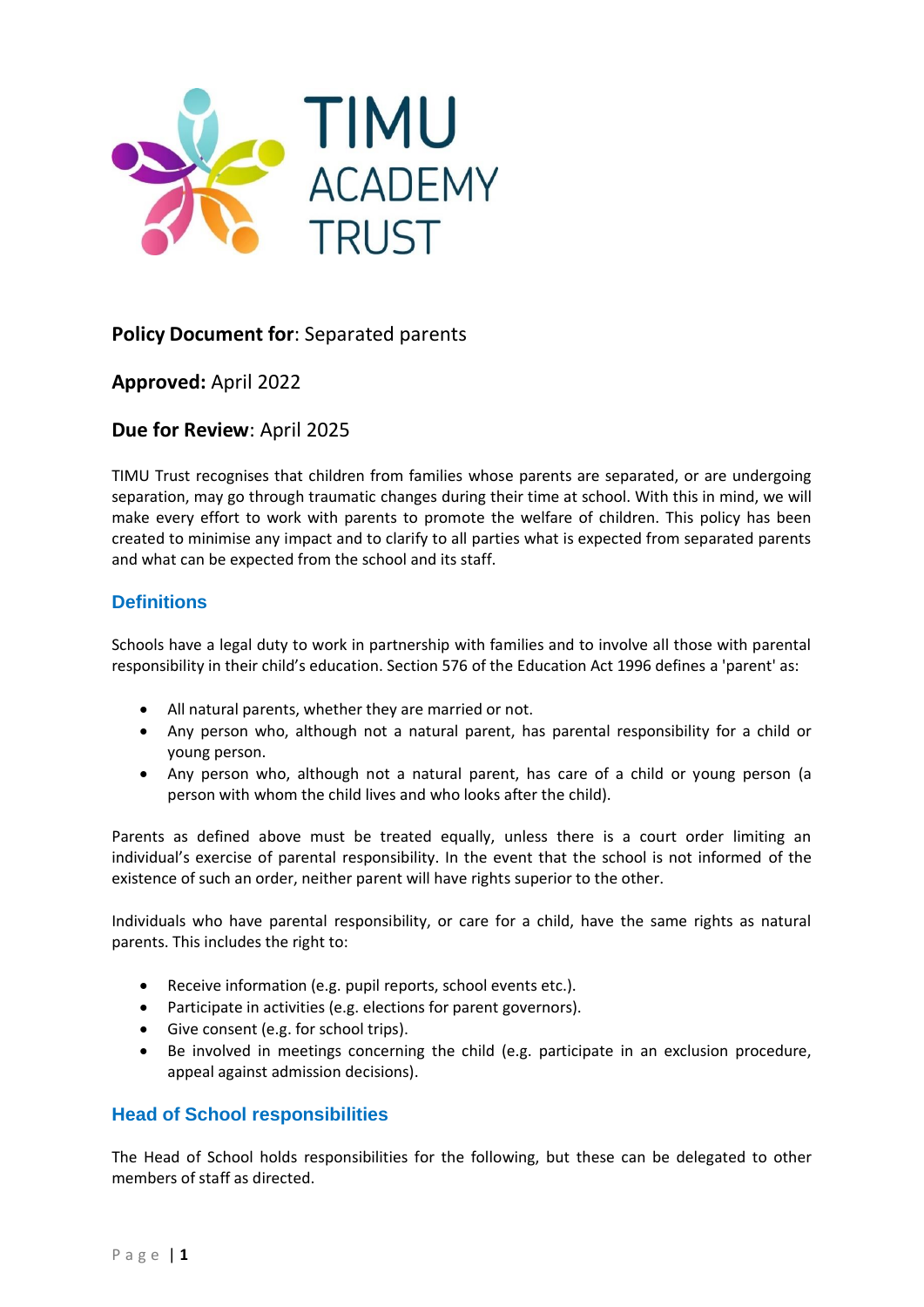TIMU ACADEMY TRUST

**Policy Document for**: Separated parents

**Approved:** April 2022

**Due for Review**: April 2025

TIMU Trust recognises that children from families whose parents are separated, or are undergoing separation, may go through traumatic changes during their time at school. With this in mind, we will make every effort to work with parents to promote the welfare of children. This policy has been created to minimise any impact and to clarify to all parties what is expected from separated parents and what can be expected from the school and its staff.

## Definitions

Schools have a legal duty to work in partnership with families and to involve all those with parental responsibility in their child's education. Section 576 of the Education Act 1996 defines a 'parent' as:

- All natural parents, whether they are married or not.
- Any person who, although not a natural parent, has parental responsibility for a child or young person.
- Any person who, although not a natural parent, has care of a child or young person (a person with whom the child lives and who looks after the child).

Parents as defined above must be treated equally, unless there is a court order limiting an individual's exercise of parental responsibility. In the event that the school is not informed of the existence of such an order, neither parent will have rights superior to the other.

Individuals who have parental responsibility, or care for a child, have the same rights as natural parents. This includes the right to:

- Receive information (e.g. pupil reports, school events etc.).
- Participate in activities (e.g. elections for parent governors).
- Give consent (e.g. for school trips).
- Be involved in meetings concerning the child (e.g. participate in an exclusion procedure, appeal against admission decisions).

## Head of School responsibilities

The Head of School holds responsibilities for the following, but these can be delegated to other members of staff as directed.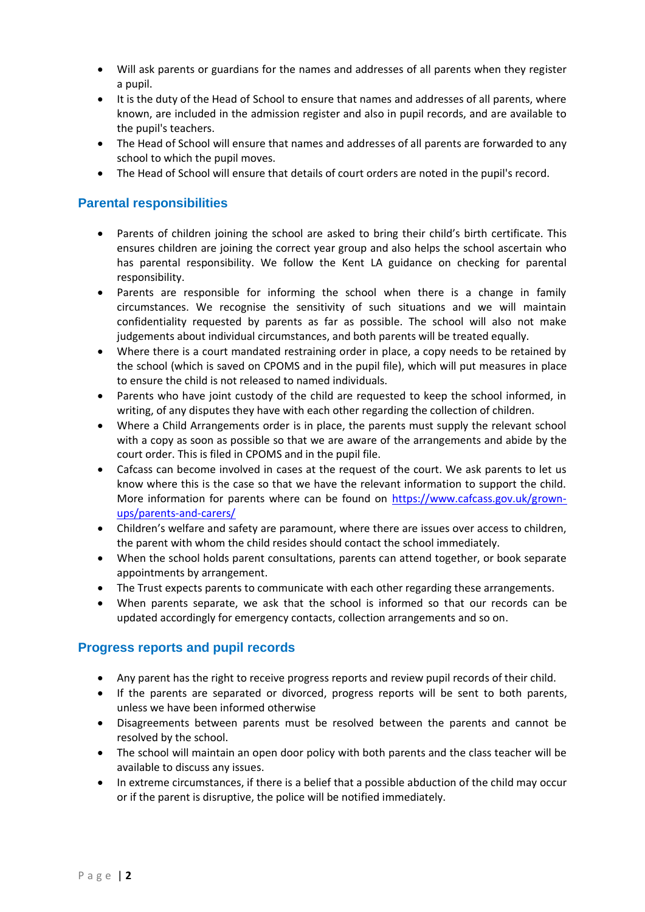- Will ask parents or guardians for the names and addresses of all parents when they register a pupil.
- It is the duty of the Head of School to ensure that names and addresses of all parents, where known, are included in the admission register and also in pupil records, and are available to the pupil's teachers.
- The Head of School will ensure that names and addresses of all parents are forwarded to any school to which the pupil moves.
- The Head of School will ensure that details of court orders are noted in the pupil's record.

## Parental responsibilities

- Parents of children joining the school are asked to bring their child's birth certificate. This ensures children are joining the correct year group and also helps the school ascertain who has parental responsibility. We follow the Kent LA guidance on checking for parental responsibility.
- Parents are responsible for informing the school when there is a change in family circumstances. We recognise the sensitivity of such situations and we will maintain confidentiality requested by parents as far as possible. The school will also not make judgements about individual circumstances, and both parents will be treated equally.
- Where there is a court mandated restraining order in place, a copy needs to be retained by the school (which is saved on CPOMS and in the pupil file), which will put measures in place to ensure the child is not released to named individuals.
- Parents who have joint custody of the child are requested to keep the school informed, in writing, of any disputes they have with each other regarding the collection of children.
- Where a Child Arrangements order is in place, the parents must supply the relevant school with a copy as soon as possible so that we are aware of the arrangements and abide by the court order. This is filed in CPOMS and in the pupil file.
- Cafcass can become involved in cases at the request of the court. We ask parents to let us know where this is the case so that we have the relevant information to support the child. More information for parents where can be found on [https://www.cafcass.gov.uk/grown-ups/parents-and-carers/](https://www.cafcass.gov.uk/grown-ups/parents-and-carers/)
- Children's welfare and safety are paramount, where there are issues over access to children, the parent with whom the child resides should contact the school immediately.
- When the school holds parent consultations, parents can attend together, or book separate appointments by arrangement.
- The Trust expects parents to communicate with each other regarding these arrangements.
- When parents separate, we ask that the school is informed so that our records can be updated accordingly for emergency contacts, collection arrangements and so on.

## Progress reports and pupil records

- Any parent has the right to receive progress reports and review pupil records of their child.
- If the parents are separated or divorced, progress reports will be sent to both parents, unless we have been informed otherwise
- Disagreements between parents must be resolved between the parents and cannot be resolved by the school.
- The school will maintain an open door policy with both parents and the class teacher will be available to discuss any issues.
- In extreme circumstances, if there is a belief that a possible abduction of the child may occur or if the parent is disruptive, the police will be notified immediately.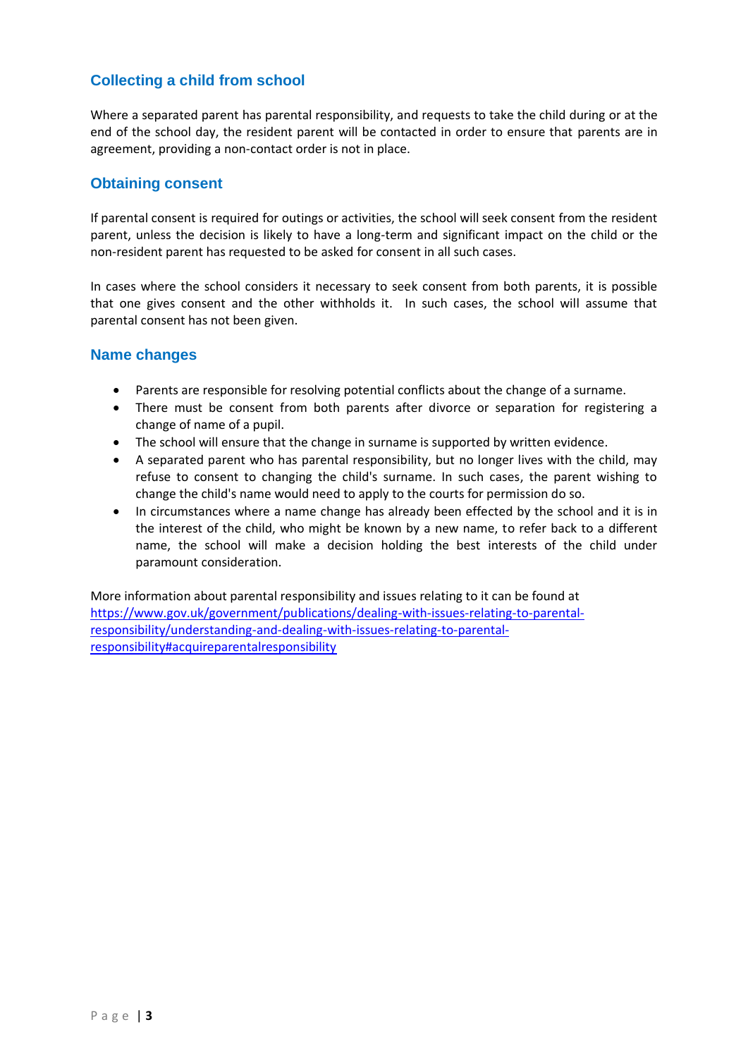## Collecting a child from school

Where a separated parent has parental responsibility, and requests to take the child during or at the end of the school day, the resident parent will be contacted in order to ensure that parents are in agreement, providing a non-contact order is not in place.

## Obtaining consent

If parental consent is required for outings or activities, the school will seek consent from the resident parent, unless the decision is likely to have a long-term and significant impact on the child or the non-resident parent has requested to be asked for consent in all such cases.

In cases where the school considers it necessary to seek consent from both parents, it is possible that one gives consent and the other withholds it. In such cases, the school will assume that parental consent has not been given.

## Name changes

- Parents are responsible for resolving potential conflicts about the change of a surname.
- There must be consent from both parents after divorce or separation for registering a change of name of a pupil.
- The school will ensure that the change in surname is supported by written evidence.
- A separated parent who has parental responsibility, but no longer lives with the child, may refuse to consent to changing the child's surname. In such cases, the parent wishing to change the child's name would need to apply to the courts for permission do so.
- In circumstances where a name change has already been effected by the school and it is in the interest of the child, who might be known by a new name, to refer back to a different name, the school will make a decision holding the best interests of the child under paramount consideration.

More information about parental responsibility and issues relating to it can be found at [https://www.gov.uk/government/publications/dealing-with-issues-relating-to-parental-responsibility/understanding-and-dealing-with-issues-relating-to-parental-responsibility#acquireparentalresponsibility](https://www.gov.uk/government/publications/dealing-with-issues-relating-to-parental-responsibility/understanding-and-dealing-with-issues-relating-to-parental-responsibility#acquireparentalresponsibility)